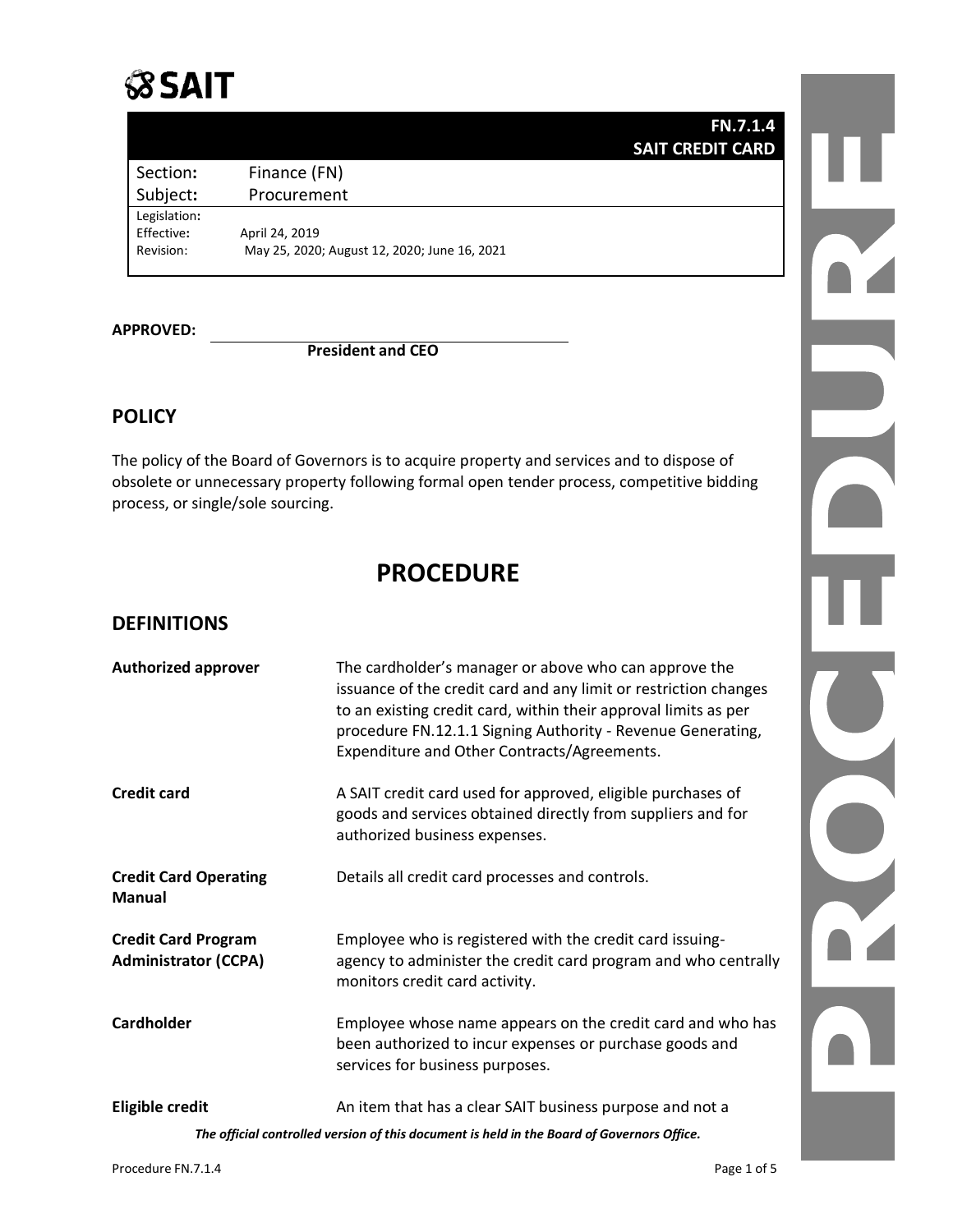**SAIT**

| | **FN.7.1.4 SAIT CREDIT CARD** |
|---|---|
| Section: | Finance (FN) |
| Subject: | Procurement |
| Legislation: | |
| Effective: | April 24, 2019 |
| Revision: | May 25, 2020; August 12, 2020; June 16, 2021 |

**APPROVED:** ______________________________
**President and CEO**

## POLICY

The policy of the Board of Governors is to acquire property and services and to dispose of obsolete or unnecessary property following formal open tender process, competitive bidding process, or single/sole sourcing.

# PROCEDURE

## DEFINITIONS

| | |
|---|---|
| **Authorized approver** | The cardholder's manager or above who can approve the issuance of the credit card and any limit or restriction changes to an existing credit card, within their approval limits as per procedure FN.12.1.1 Signing Authority - Revenue Generating, Expenditure and Other Contracts/Agreements. |
| **Credit card** | A SAIT credit card used for approved, eligible purchases of goods and services obtained directly from suppliers and for authorized business expenses. |
| **Credit Card Operating Manual** | Details all credit card processes and controls. |
| **Credit Card Program Administrator (CCPA)** | Employee who is registered with the credit card issuing-agency to administer the credit card program and who centrally monitors credit card activity. |
| **Cardholder** | Employee whose name appears on the credit card and who has been authorized to incur expenses or purchase goods and services for business purposes. |
| **Eligible credit** | An item that has a clear SAIT business purpose and not a |

*The official controlled version of this document is held in the Board of Governors Office.*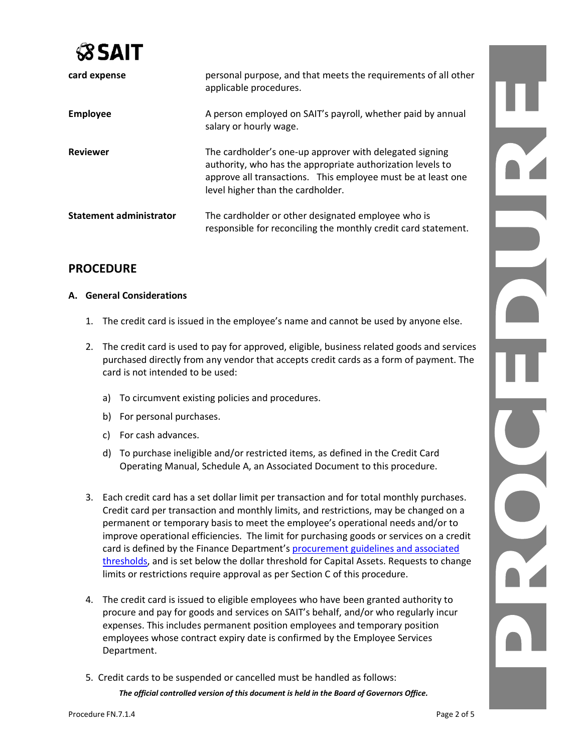| | |
|---|---|
| **card expense** | personal purpose, and that meets the requirements of all other applicable procedures. |
| **Employee** | A person employed on SAIT's payroll, whether paid by annual salary or hourly wage. |
| **Reviewer** | The cardholder's one-up approver with delegated signing authority, who has the appropriate authorization levels to approve all transactions. This employee must be at least one level higher than the cardholder. |
| **Statement administrator** | The cardholder or other designated employee who is responsible for reconciling the monthly credit card statement. |

## PROCEDURE

### A. General Considerations

1. The credit card is issued in the employee's name and cannot be used by anyone else.

2. The credit card is used to pay for approved, eligible, business related goods and services purchased directly from any vendor that accepts credit cards as a form of payment. The card is not intended to be used:

   a) To circumvent existing policies and procedures.

   b) For personal purchases.

   c) For cash advances.

   d) To purchase ineligible and/or restricted items, as defined in the Credit Card Operating Manual, Schedule A, an Associated Document to this procedure.

3. Each credit card has a set dollar limit per transaction and for total monthly purchases. Credit card per transaction and monthly limits, and restrictions, may be changed on a permanent or temporary basis to meet the employee's operational needs and/or to improve operational efficiencies. The limit for purchasing goods or services on a credit card is defined by the Finance Department's procurement guidelines and associated thresholds, and is set below the dollar threshold for Capital Assets. Requests to change limits or restrictions require approval as per Section C of this procedure.

4. The credit card is issued to eligible employees who have been granted authority to procure and pay for goods and services on SAIT's behalf, and/or who regularly incur expenses. This includes permanent position employees and temporary position employees whose contract expiry date is confirmed by the Employee Services Department.

5. Credit cards to be suspended or cancelled must be handled as follows:

*The official controlled version of this document is held in the Board of Governors Office.*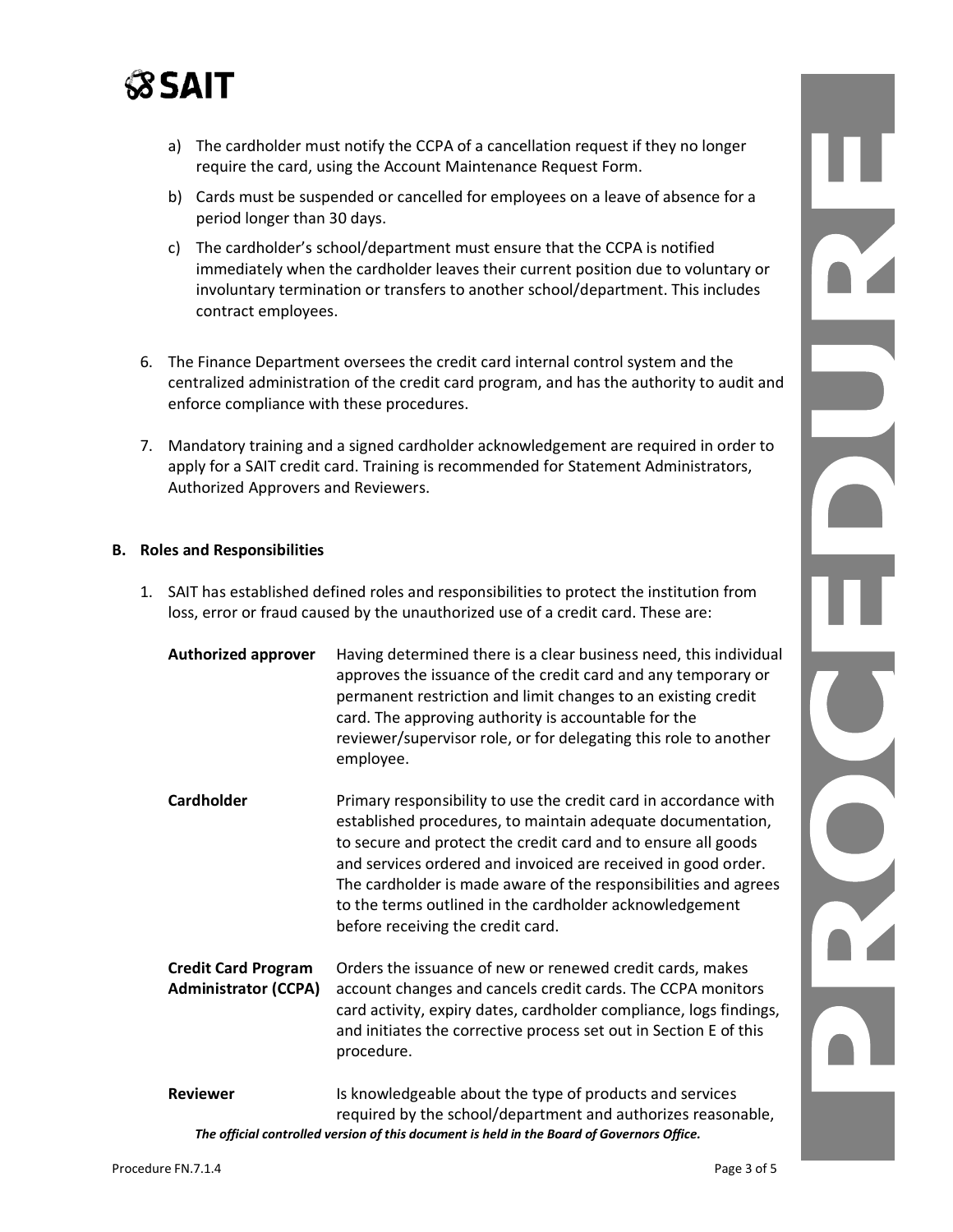a) The cardholder must notify the CCPA of a cancellation request if they no longer require the card, using the Account Maintenance Request Form.

b) Cards must be suspended or cancelled for employees on a leave of absence for a period longer than 30 days.

c) The cardholder's school/department must ensure that the CCPA is notified immediately when the cardholder leaves their current position due to voluntary or involuntary termination or transfers to another school/department. This includes contract employees.

6. The Finance Department oversees the credit card internal control system and the centralized administration of the credit card program, and has the authority to audit and enforce compliance with these procedures.

7. Mandatory training and a signed cardholder acknowledgement are required in order to apply for a SAIT credit card. Training is recommended for Statement Administrators, Authorized Approvers and Reviewers.

**B. Roles and Responsibilities**

1. SAIT has established defined roles and responsibilities to protect the institution from loss, error or fraud caused by the unauthorized use of a credit card. These are:

| | |
|---|---|
| **Authorized approver** | Having determined there is a clear business need, this individual approves the issuance of the credit card and any temporary or permanent restriction and limit changes to an existing credit card. The approving authority is accountable for the reviewer/supervisor role, or for delegating this role to another employee. |
| **Cardholder** | Primary responsibility to use the credit card in accordance with established procedures, to maintain adequate documentation, to secure and protect the credit card and to ensure all goods and services ordered and invoiced are received in good order. The cardholder is made aware of the responsibilities and agrees to the terms outlined in the cardholder acknowledgement before receiving the credit card. |
| **Credit Card Program Administrator (CCPA)** | Orders the issuance of new or renewed credit cards, makes account changes and cancels credit cards. The CCPA monitors card activity, expiry dates, cardholder compliance, logs findings, and initiates the corrective process set out in Section E of this procedure. |
| **Reviewer** | Is knowledgeable about the type of products and services required by the school/department and authorizes reasonable, |

*The official controlled version of this document is held in the Board of Governors Office.*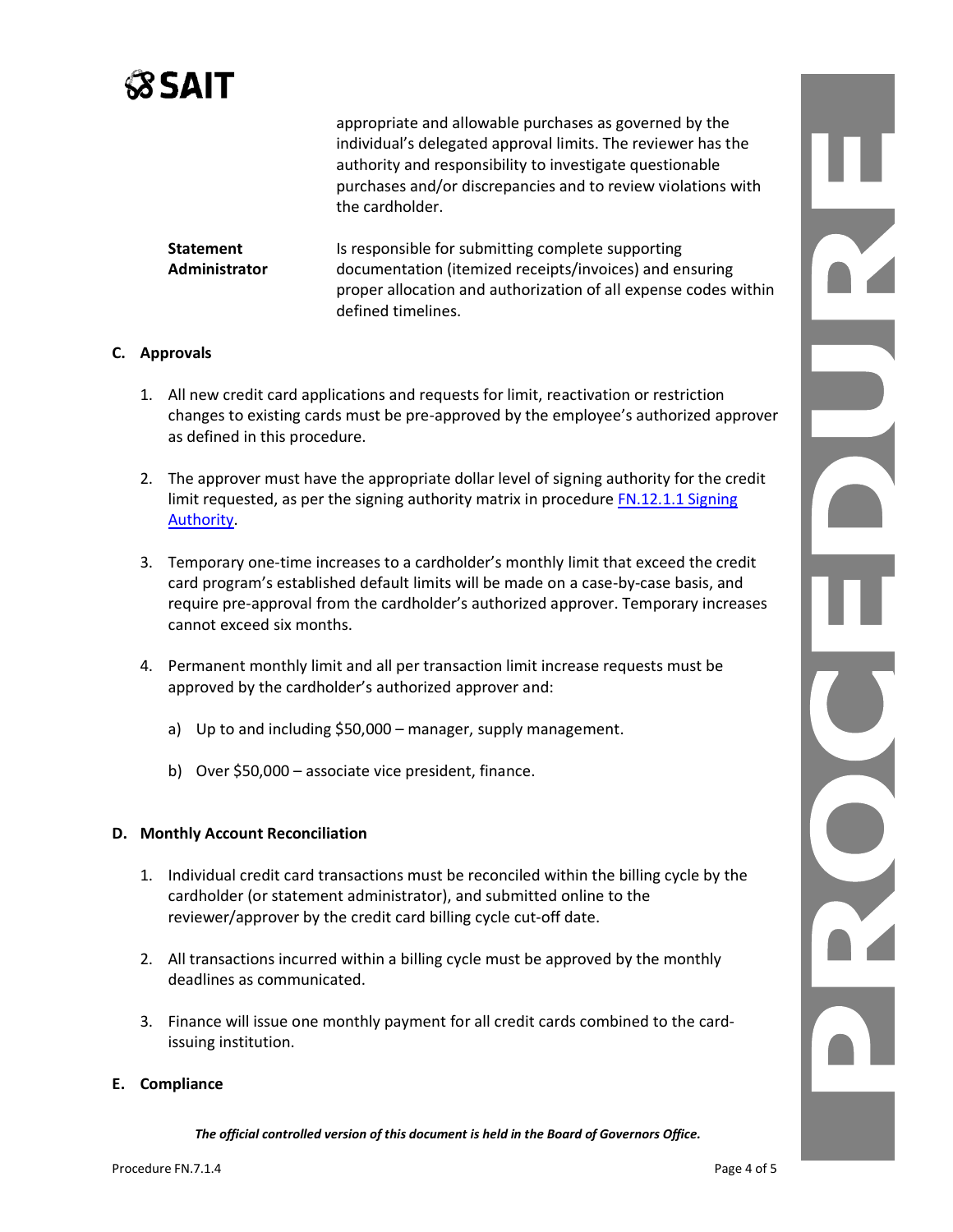appropriate and allowable purchases as governed by the individual's delegated approval limits. The reviewer has the authority and responsibility to investigate questionable purchases and/or discrepancies and to review violations with the cardholder.

| | |
|---|---|
| **Statement Administrator** | Is responsible for submitting complete supporting documentation (itemized receipts/invoices) and ensuring proper allocation and authorization of all expense codes within defined timelines. |

**C. Approvals**

1. All new credit card applications and requests for limit, reactivation or restriction changes to existing cards must be pre-approved by the employee's authorized approver as defined in this procedure.

2. The approver must have the appropriate dollar level of signing authority for the credit limit requested, as per the signing authority matrix in procedure [FN.12.1.1 Signing Authority](FN.12.1.1 Signing Authority).

3. Temporary one-time increases to a cardholder's monthly limit that exceed the credit card program's established default limits will be made on a case-by-case basis, and require pre-approval from the cardholder's authorized approver. Temporary increases cannot exceed six months.

4. Permanent monthly limit and all per transaction limit increase requests must be approved by the cardholder's authorized approver and:

   a) Up to and including $50,000 – manager, supply management.

   b) Over $50,000 – associate vice president, finance.

**D. Monthly Account Reconciliation**

1. Individual credit card transactions must be reconciled within the billing cycle by the cardholder (or statement administrator), and submitted online to the reviewer/approver by the credit card billing cycle cut-off date.

2. All transactions incurred within a billing cycle must be approved by the monthly deadlines as communicated.

3. Finance will issue one monthly payment for all credit cards combined to the card-issuing institution.

**E. Compliance**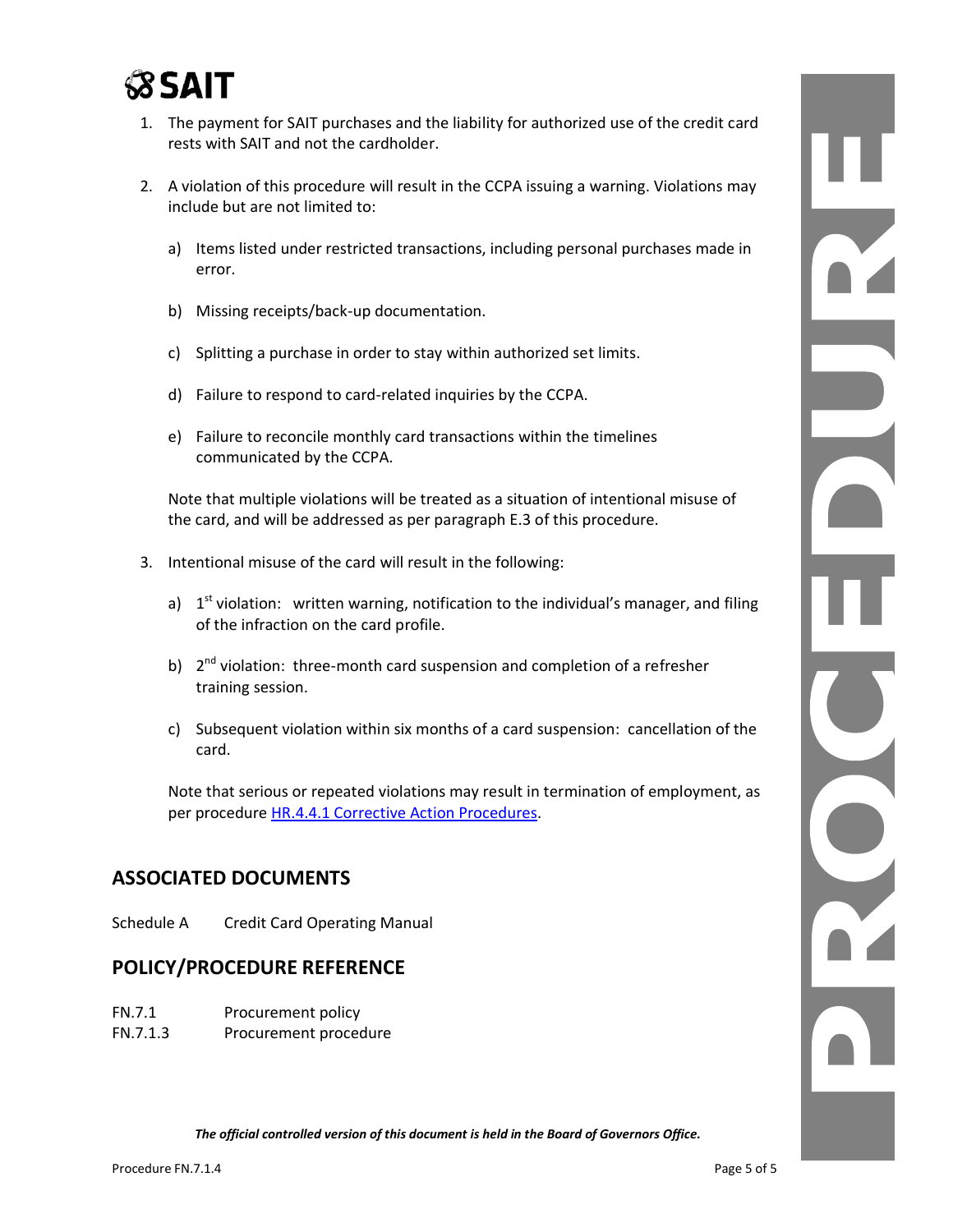1. The payment for SAIT purchases and the liability for authorized use of the credit card rests with SAIT and not the cardholder.

2. A violation of this procedure will result in the CCPA issuing a warning. Violations may include but are not limited to:

   a) Items listed under restricted transactions, including personal purchases made in error.

   b) Missing receipts/back-up documentation.

   c) Splitting a purchase in order to stay within authorized set limits.

   d) Failure to respond to card-related inquiries by the CCPA.

   e) Failure to reconcile monthly card transactions within the timelines communicated by the CCPA.

   Note that multiple violations will be treated as a situation of intentional misuse of the card, and will be addressed as per paragraph E.3 of this procedure.

3. Intentional misuse of the card will result in the following:

   a) 1st violation: written warning, notification to the individual's manager, and filing of the infraction on the card profile.

   b) 2nd violation: three-month card suspension and completion of a refresher training session.

   c) Subsequent violation within six months of a card suspension: cancellation of the card.

   Note that serious or repeated violations may result in termination of employment, as per procedure HR.4.4.1 Corrective Action Procedures.

## ASSOCIATED DOCUMENTS

Schedule A    Credit Card Operating Manual

## POLICY/PROCEDURE REFERENCE

FN.7.1    Procurement policy
FN.7.1.3    Procurement procedure

***The official controlled version of this document is held in the Board of Governors Office.***